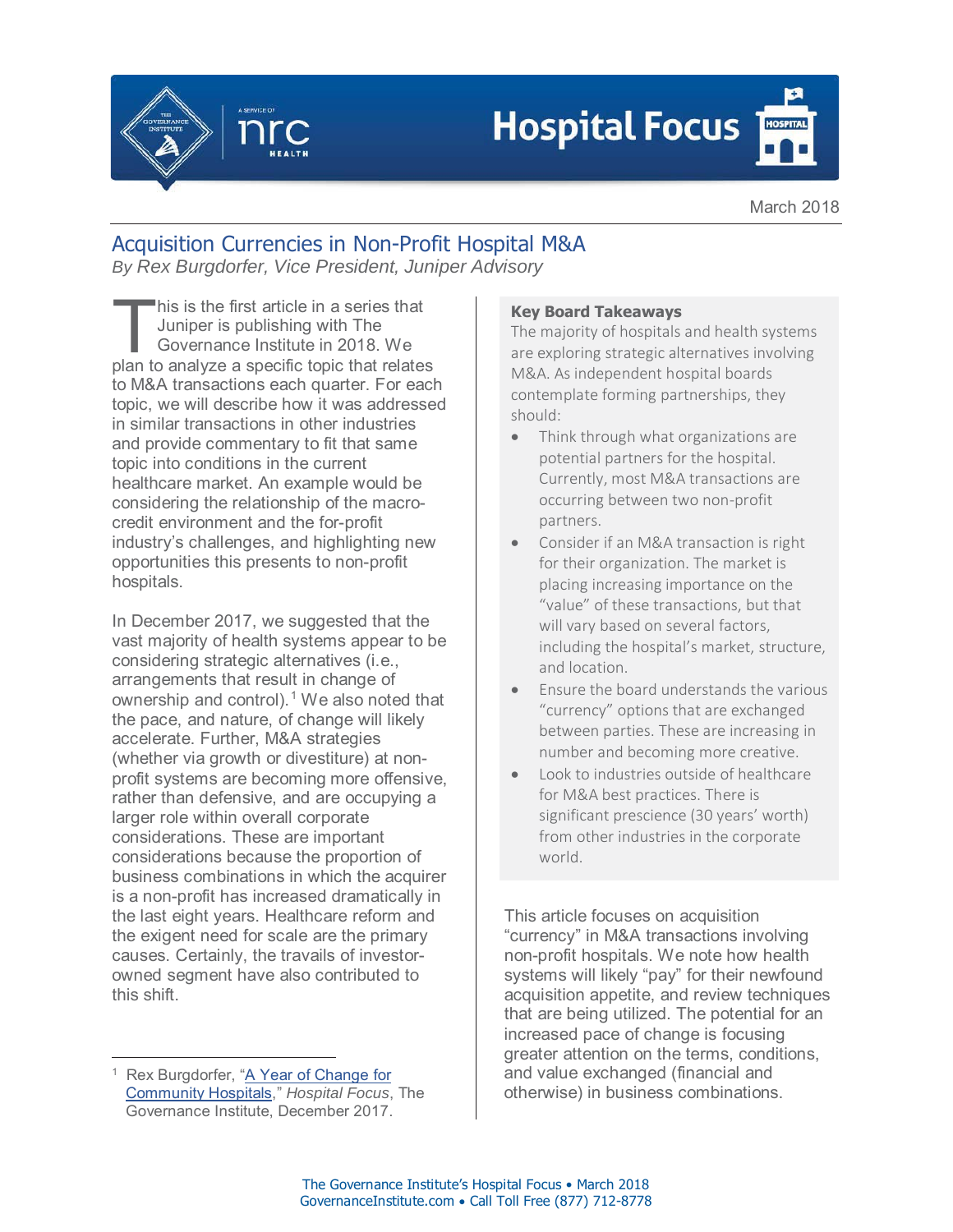March 2018

# Acquisition Currencies in Non-Profit Hospital M&A

*By Rex Burgdorfer, Vice President, Juniper Advisory*

This is the first article in a series that Juniper is publishing with The Governance Institute in 2018. We plan to analyze a specific topic that relates to M&A transactions each quarter. For each topic, we will describe how it was addressed in similar transactions in other industries and provide commentary to fit that same topic into conditions in the current healthcare market. An example would be considering the relationship of the macro-credit environment and the for-profit industry's challenges, and highlighting new opportunities this presents to non-profit hospitals.

In December 2017, we suggested that the vast majority of health systems appear to be considering strategic alternatives (i.e., arrangements that result in change of ownership and control).[1] We also noted that the pace, and nature, of change will likely accelerate. Further, M&A strategies (whether via growth or divestiture) at non-profit systems are becoming more offensive, rather than defensive, and are occupying a larger role within overall corporate considerations. These are important considerations because the proportion of business combinations in which the acquirer is a non-profit has increased dramatically in the last eight years. Healthcare reform and the exigent need for scale are the primary causes. Certainly, the travails of investor-owned segment have also contributed to this shift.

**Key Board Takeaways**

The majority of hospitals and health systems are exploring strategic alternatives involving M&A. As independent hospital boards contemplate forming partnerships, they should:

- Think through what organizations are potential partners for the hospital. Currently, most M&A transactions are occurring between two non-profit partners.
- Consider if an M&A transaction is right for their organization. The market is placing increasing importance on the "value" of these transactions, but that will vary based on several factors, including the hospital's market, structure, and location.
- Ensure the board understands the various "currency" options that are exchanged between parties. These are increasing in number and becoming more creative.
- Look to industries outside of healthcare for M&A best practices. There is significant prescience (30 years' worth) from other industries in the corporate world.

This article focuses on acquisition "currency" in M&A transactions involving non-profit hospitals. We note how health systems will likely "pay" for their newfound acquisition appetite, and review techniques that are being utilized. The potential for an increased pace of change is focusing greater attention on the terms, conditions, and value exchanged (financial and otherwise) in business combinations.

[1] Rex Burgdorfer, "A Year of Change for Community Hospitals," *Hospital Focus*, The Governance Institute, December 2017.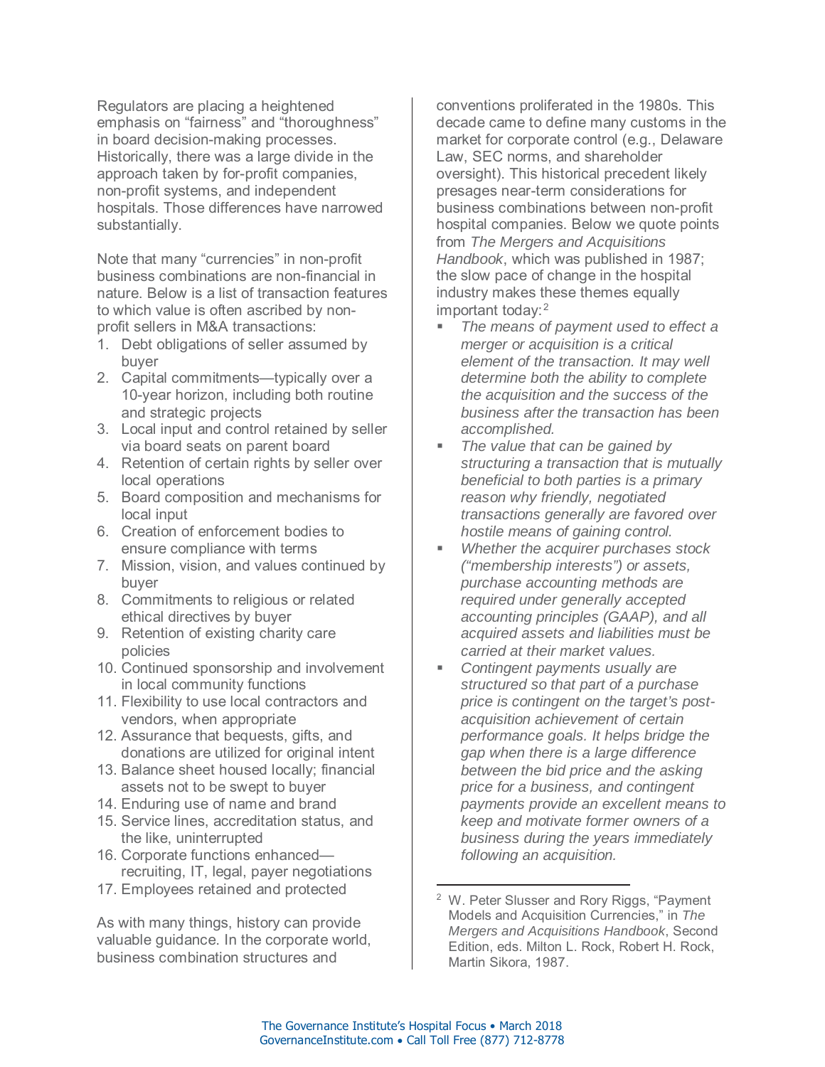Regulators are placing a heightened emphasis on "fairness" and "thoroughness" in board decision-making processes. Historically, there was a large divide in the approach taken by for-profit companies, non-profit systems, and independent hospitals. Those differences have narrowed substantially.

Note that many "currencies" in non-profit business combinations are non-financial in nature. Below is a list of transaction features to which value is often ascribed by non-profit sellers in M&A transactions:

1. Debt obligations of seller assumed by buyer
2. Capital commitments—typically over a 10-year horizon, including both routine and strategic projects
3. Local input and control retained by seller via board seats on parent board
4. Retention of certain rights by seller over local operations
5. Board composition and mechanisms for local input
6. Creation of enforcement bodies to ensure compliance with terms
7. Mission, vision, and values continued by buyer
8. Commitments to religious or related ethical directives by buyer
9. Retention of existing charity care policies
10. Continued sponsorship and involvement in local community functions
11. Flexibility to use local contractors and vendors, when appropriate
12. Assurance that bequests, gifts, and donations are utilized for original intent
13. Balance sheet housed locally; financial assets not to be swept to buyer
14. Enduring use of name and brand
15. Service lines, accreditation status, and the like, uninterrupted
16. Corporate functions enhanced—recruiting, IT, legal, payer negotiations
17. Employees retained and protected

As with many things, history can provide valuable guidance. In the corporate world, business combination structures and conventions proliferated in the 1980s. This decade came to define many customs in the market for corporate control (e.g., Delaware Law, SEC norms, and shareholder oversight). This historical precedent likely presages near-term considerations for business combinations between non-profit hospital companies. Below we quote points from *The Mergers and Acquisitions Handbook*, which was published in 1987; the slow pace of change in the hospital industry makes these themes equally important today:[2]

- *The means of payment used to effect a merger or acquisition is a critical element of the transaction. It may well determine both the ability to complete the acquisition and the success of the business after the transaction has been accomplished.*
- *The value that can be gained by structuring a transaction that is mutually beneficial to both parties is a primary reason why friendly, negotiated transactions generally are favored over hostile means of gaining control.*
- *Whether the acquirer purchases stock ("membership interests") or assets, purchase accounting methods are required under generally accepted accounting principles (GAAP), and all acquired assets and liabilities must be carried at their market values.*
- *Contingent payments usually are structured so that part of a purchase price is contingent on the target's post-acquisition achievement of certain performance goals. It helps bridge the gap when there is a large difference between the bid price and the asking price for a business, and contingent payments provide an excellent means to keep and motivate former owners of a business during the years immediately following an acquisition.*

---

[2] W. Peter Slusser and Rory Riggs, "Payment Models and Acquisition Currencies," in *The Mergers and Acquisitions Handbook*, Second Edition, eds. Milton L. Rock, Robert H. Rock, Martin Sikora, 1987.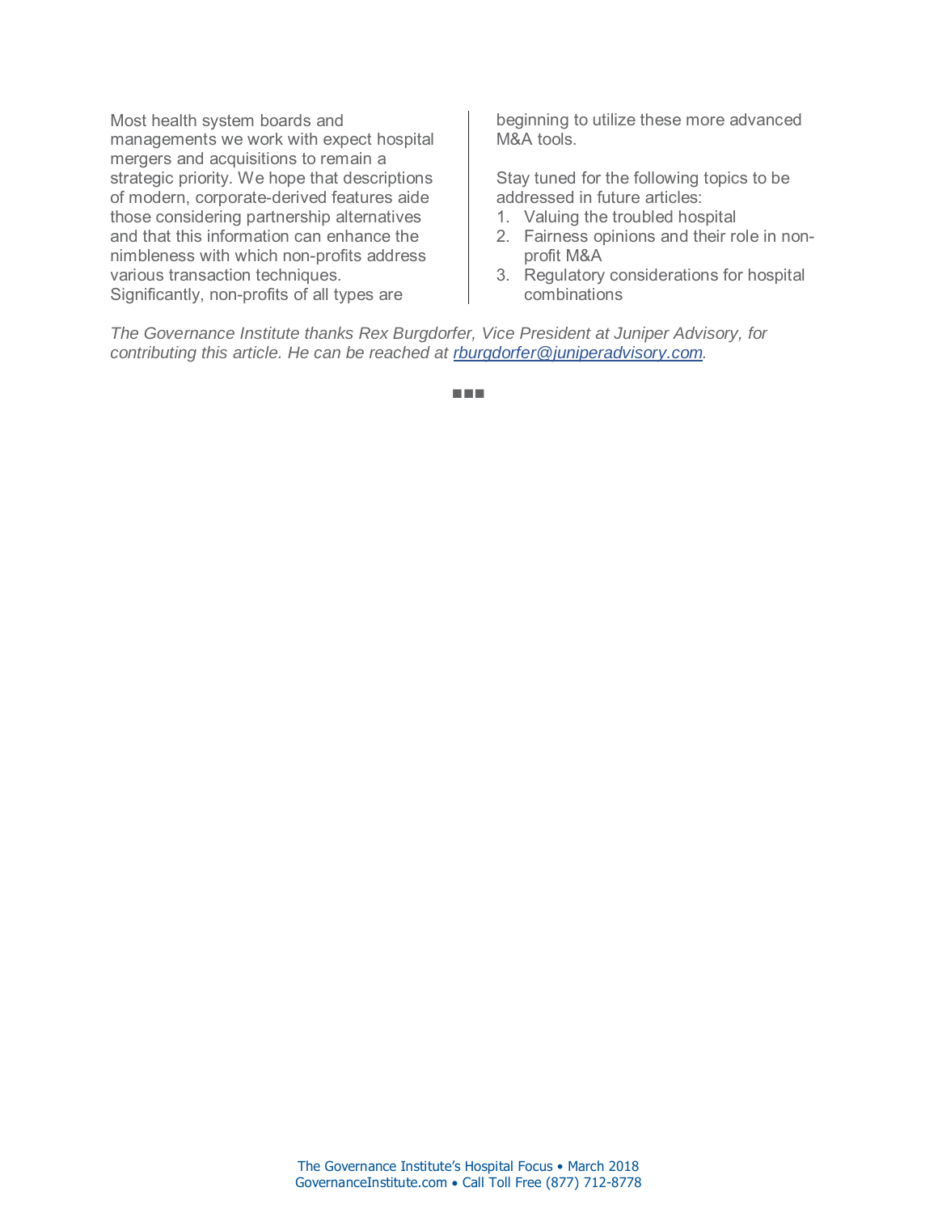Most health system boards and managements we work with expect hospital mergers and acquisitions to remain a strategic priority. We hope that descriptions of modern, corporate-derived features aide those considering partnership alternatives and that this information can enhance the nimbleness with which non-profits address various transaction techniques. Significantly, non-profits of all types are beginning to utilize these more advanced M&A tools.

Stay tuned for the following topics to be addressed in future articles:

1. Valuing the troubled hospital
2. Fairness opinions and their role in non-profit M&A
3. Regulatory considerations for hospital combinations

*The Governance Institute thanks Rex Burgdorfer, Vice President at Juniper Advisory, for contributing this article. He can be reached at [rburgdorfer@juniperadvisory.com](mailto:rburgdorfer@juniperadvisory.com).*

■■■